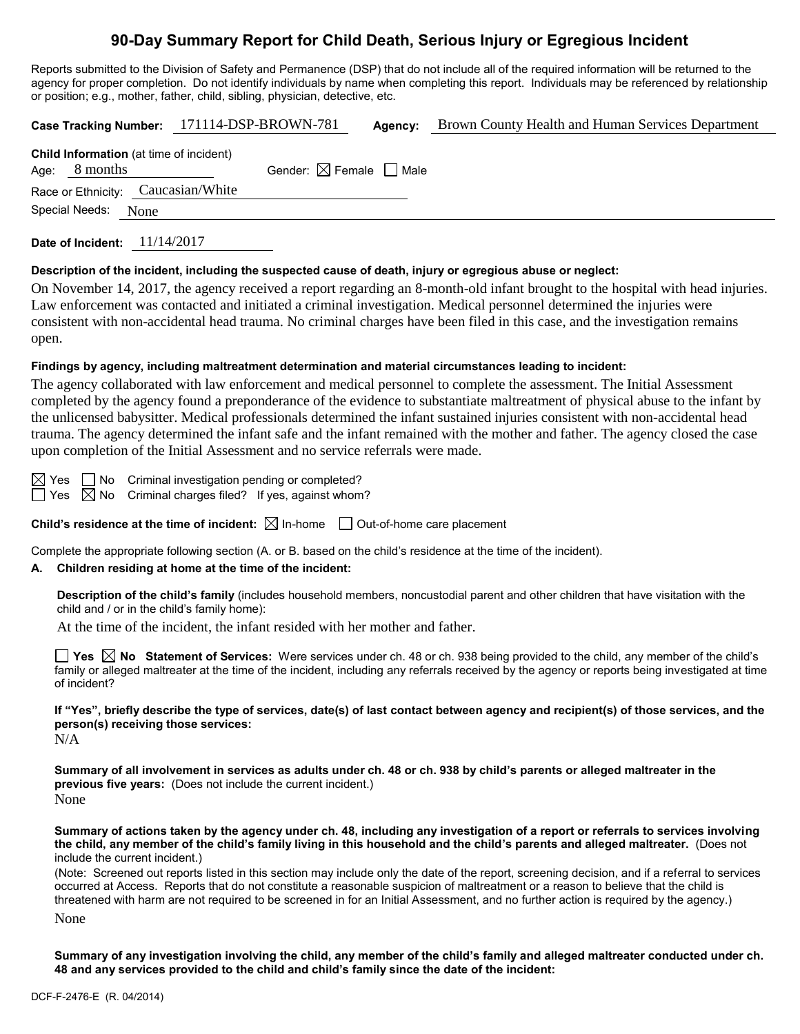# 90-Day Summary Report for Child Death, Serious Injury or Egregious Incident

Reports submitted to the Division of Safety and Permanence (DSP) that do not include all of the required information will be returned to the agency for proper completion. Do not identify individuals by name when completing this report. Individuals may be referenced by relationship or position; e.g., mother, father, child, sibling, physician, detective, etc.

**Case Tracking Number:** 171114-DSP-BROWN-781 **Agency:** Brown County Health and Human Services Department

**Child Information** (at time of incident)

Age: 8 months Gender: ☒ Female ☐ Male

Race or Ethnicity: Caucasian/White

Special Needs: None

**Date of Incident:** 11/14/2017

**Description of the incident, including the suspected cause of death, injury or egregious abuse or neglect:**

On November 14, 2017, the agency received a report regarding an 8-month-old infant brought to the hospital with head injuries. Law enforcement was contacted and initiated a criminal investigation. Medical personnel determined the injuries were consistent with non-accidental head trauma. No criminal charges have been filed in this case, and the investigation remains open.

**Findings by agency, including maltreatment determination and material circumstances leading to incident:**

The agency collaborated with law enforcement and medical personnel to complete the assessment. The Initial Assessment completed by the agency found a preponderance of the evidence to substantiate maltreatment of physical abuse to the infant by the unlicensed babysitter. Medical professionals determined the infant sustained injuries consistent with non-accidental head trauma. The agency determined the infant safe and the infant remained with the mother and father. The agency closed the case upon completion of the Initial Assessment and no service referrals were made.

☒ Yes ☐ No Criminal investigation pending or completed?

☐ Yes ☒ No Criminal charges filed? If yes, against whom?

**Child's residence at the time of incident:** ☒ In-home ☐ Out-of-home care placement

Complete the appropriate following section (A. or B. based on the child's residence at the time of the incident).

**A. Children residing at home at the time of the incident:**

**Description of the child's family** (includes household members, noncustodial parent and other children that have visitation with the child and / or in the child's family home):

At the time of the incident, the infant resided with her mother and father.

☐ **Yes** ☒ **No** **Statement of Services:** Were services under ch. 48 or ch. 938 being provided to the child, any member of the child's family or alleged maltreater at the time of the incident, including any referrals received by the agency or reports being investigated at time of incident?

**If "Yes", briefly describe the type of services, date(s) of last contact between agency and recipient(s) of those services, and the person(s) receiving those services:**

N/A

**Summary of all involvement in services as adults under ch. 48 or ch. 938 by child's parents or alleged maltreater in the previous five years:** (Does not include the current incident.)

None

**Summary of actions taken by the agency under ch. 48, including any investigation of a report or referrals to services involving the child, any member of the child's family living in this household and the child's parents and alleged maltreater.** (Does not include the current incident.)

(Note: Screened out reports listed in this section may include only the date of the report, screening decision, and if a referral to services occurred at Access. Reports that do not constitute a reasonable suspicion of maltreatment or a reason to believe that the child is threatened with harm are not required to be screened in for an Initial Assessment, and no further action is required by the agency.)

None

**Summary of any investigation involving the child, any member of the child's family and alleged maltreater conducted under ch. 48 and any services provided to the child and child's family since the date of the incident:**

DCF-F-2476-E (R. 04/2014)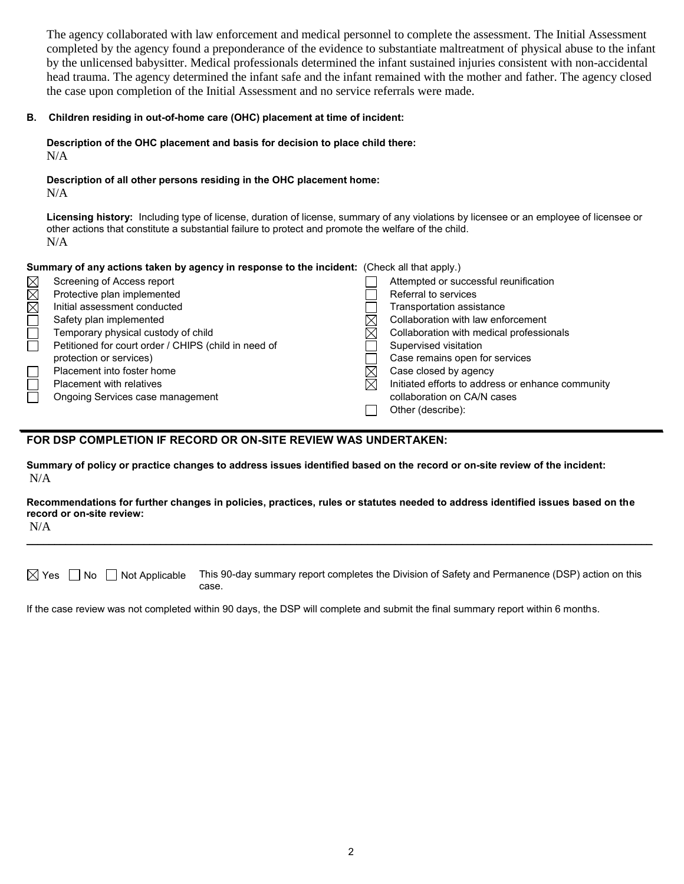The agency collaborated with law enforcement and medical personnel to complete the assessment. The Initial Assessment completed by the agency found a preponderance of the evidence to substantiate maltreatment of physical abuse to the infant by the unlicensed babysitter. Medical professionals determined the infant sustained injuries consistent with non-accidental head trauma. The agency determined the infant safe and the infant remained with the mother and father. The agency closed the case upon completion of the Initial Assessment and no service referrals were made.

**B. Children residing in out-of-home care (OHC) placement at time of incident:**

**Description of the OHC placement and basis for decision to place child there:**
N/A

**Description of all other persons residing in the OHC placement home:**
N/A

**Licensing history:** Including type of license, duration of license, summary of any violations by licensee or an employee of licensee or other actions that constitute a substantial failure to protect and promote the welfare of the child.
N/A

**Summary of any actions taken by agency in response to the incident:** (Check all that apply.)

- ☒ Screening of Access report
- ☒ Protective plan implemented
- ☒ Initial assessment conducted
- ☐ Safety plan implemented
- ☐ Temporary physical custody of child
- ☐ Petitioned for court order / CHIPS (child in need of protection or services)
- ☐ Placement into foster home
- ☐ Placement with relatives
- ☐ Ongoing Services case management
- ☐ Attempted or successful reunification
- ☐ Referral to services
- ☐ Transportation assistance
- ☒ Collaboration with law enforcement
- ☒ Collaboration with medical professionals
- ☐ Supervised visitation
- ☐ Case remains open for services
- ☒ Case closed by agency
- ☒ Initiated efforts to address or enhance community collaboration on CA/N cases
- ☐ Other (describe):

## FOR DSP COMPLETION IF RECORD OR ON-SITE REVIEW WAS UNDERTAKEN:

**Summary of policy or practice changes to address issues identified based on the record or on-site review of the incident:**
N/A

**Recommendations for further changes in policies, practices, rules or statutes needed to address identified issues based on the record or on-site review:**
N/A

☒ Yes ☐ No ☐ Not Applicable This 90-day summary report completes the Division of Safety and Permanence (DSP) action on this case.

If the case review was not completed within 90 days, the DSP will complete and submit the final summary report within 6 months.